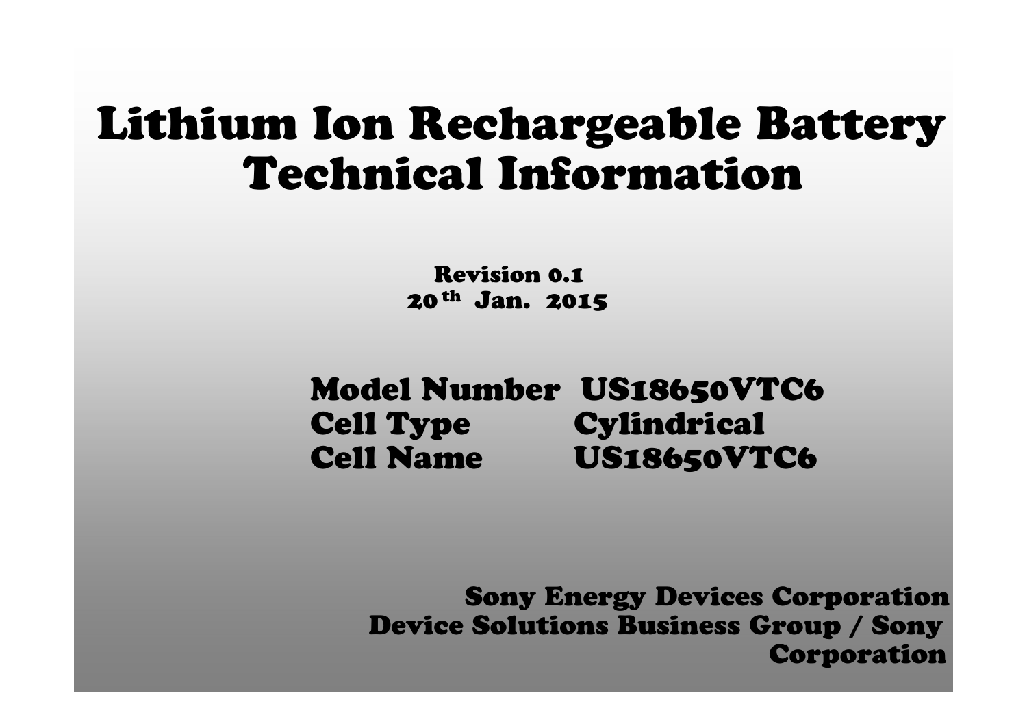# Lithium Ion Rechargeable Battery Technical Information

**Revision 0.1**
**20th Jan. 2015**

| | |
|---|---|
| **Model Number** | **US18650VTC6** |
| **Cell Type** | **Cylindrical** |
| **Cell Name** | **US18650VTC6** |

**Sony Energy Devices Corporation**
**Device Solutions Business Group / Sony Corporation**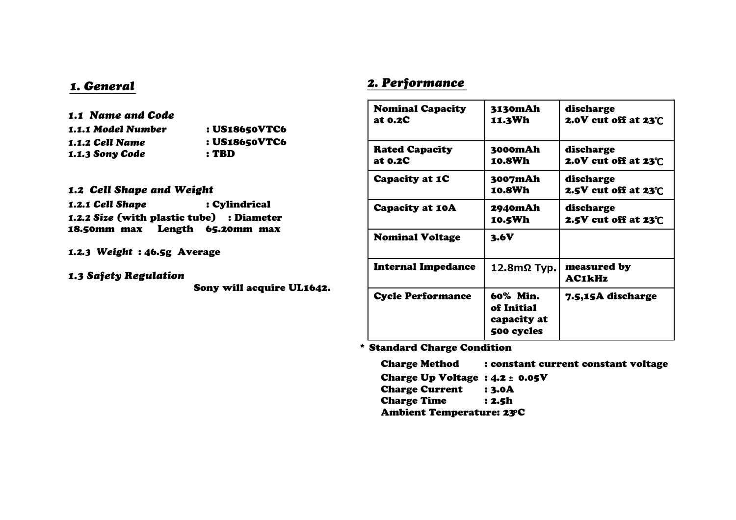## *1. General*

### *1.1 Name and Code*

***1.1.1 Model Number*** : **US18650VTC6**
***1.1.2 Cell Name*** : **US18650VTC6**
***1.1.3 Sony Code*** : **TBD**

### *1.2 Cell Shape and Weight*

***1.2.1 Cell Shape*** : **Cylindrical**
***1.2.2 Size* (with plastic tube) : Diameter 18.50mm max Length 65.20mm max**

***1.2.3 Weight*** **: 46.5g Average**

### *1.3 Safety Regulation*

**Sony will acquire UL1642.**

## *2. Performance*

| | | |
|---|---|---|
| **Nominal Capacity at 0.2C** | **3130mAh 11.3Wh** | **discharge 2.0V cut off at 23℃** |
| **Rated Capacity at 0.2C** | **3000mAh 10.8Wh** | **discharge 2.0V cut off at 23℃** |
| **Capacity at 1C** | **3007mAh 10.8Wh** | **discharge 2.5V cut off at 23℃** |
| **Capacity at 10A** | **2940mAh 10.5Wh** | **discharge 2.5V cut off at 23℃** |
| **Nominal Voltage** | **3.6V** | |
| **Internal Impedance** | 12.8mΩ Typ. | **measured by AC1kHz** |
| **Cycle Performance** | **60% Min. of Initial capacity at 500 cycles** | **7.5,15A discharge** |

**\* Standard Charge Condition**

**Charge Method : constant current constant voltage**
**Charge Up Voltage : 4.2 ± 0.05V**
**Charge Current : 3.0A**
**Charge Time : 2.5h**
**Ambient Temperature: 23°C**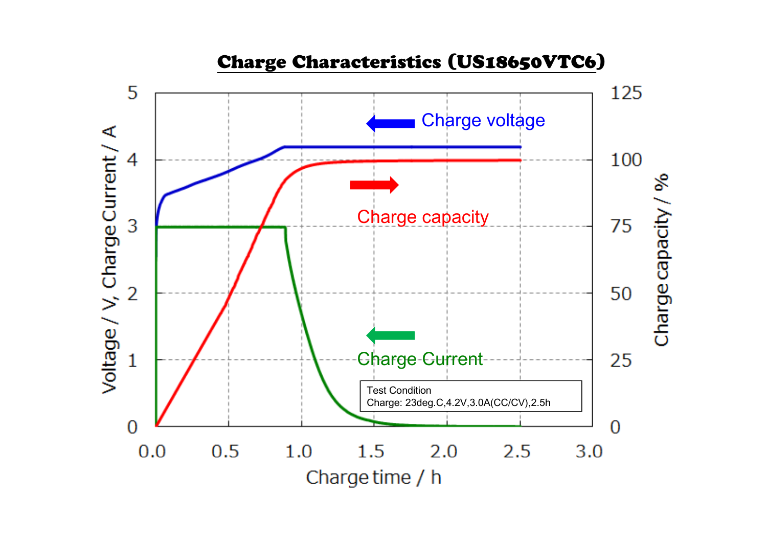## Charge Characteristics (US18650VTC6)

Test Condition
Charge: 23deg.C,4.2V,3.0A(CC/CV),2.5h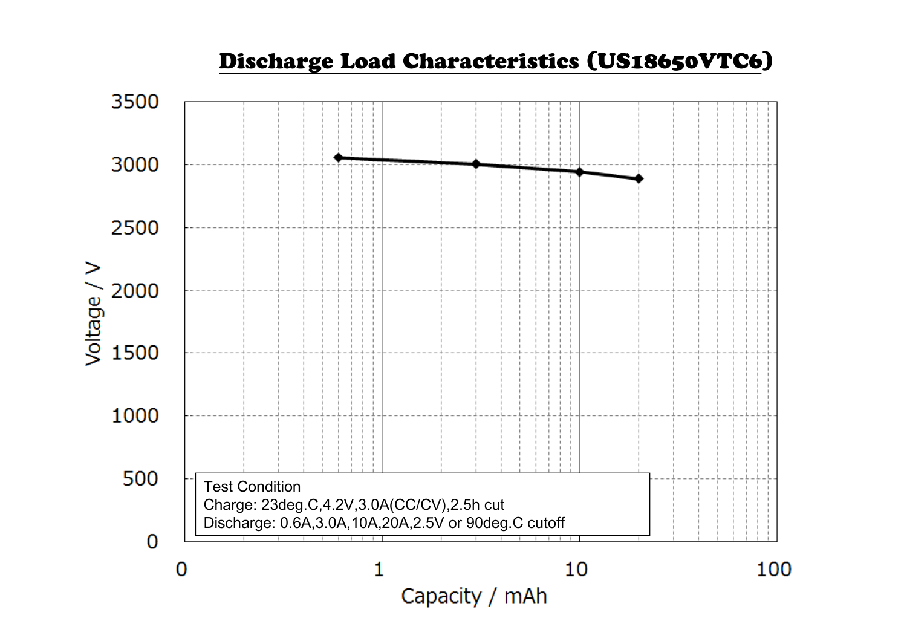# Discharge Load Characteristics (US18650VTC6)

Test Condition
Charge: 23deg.C,4.2V,3.0A(CC/CV),2.5h cut
Discharge: 0.6A,3.0A,10A,20A,2.5V or 90deg.C cutoff

Voltage / V

Capacity / mAh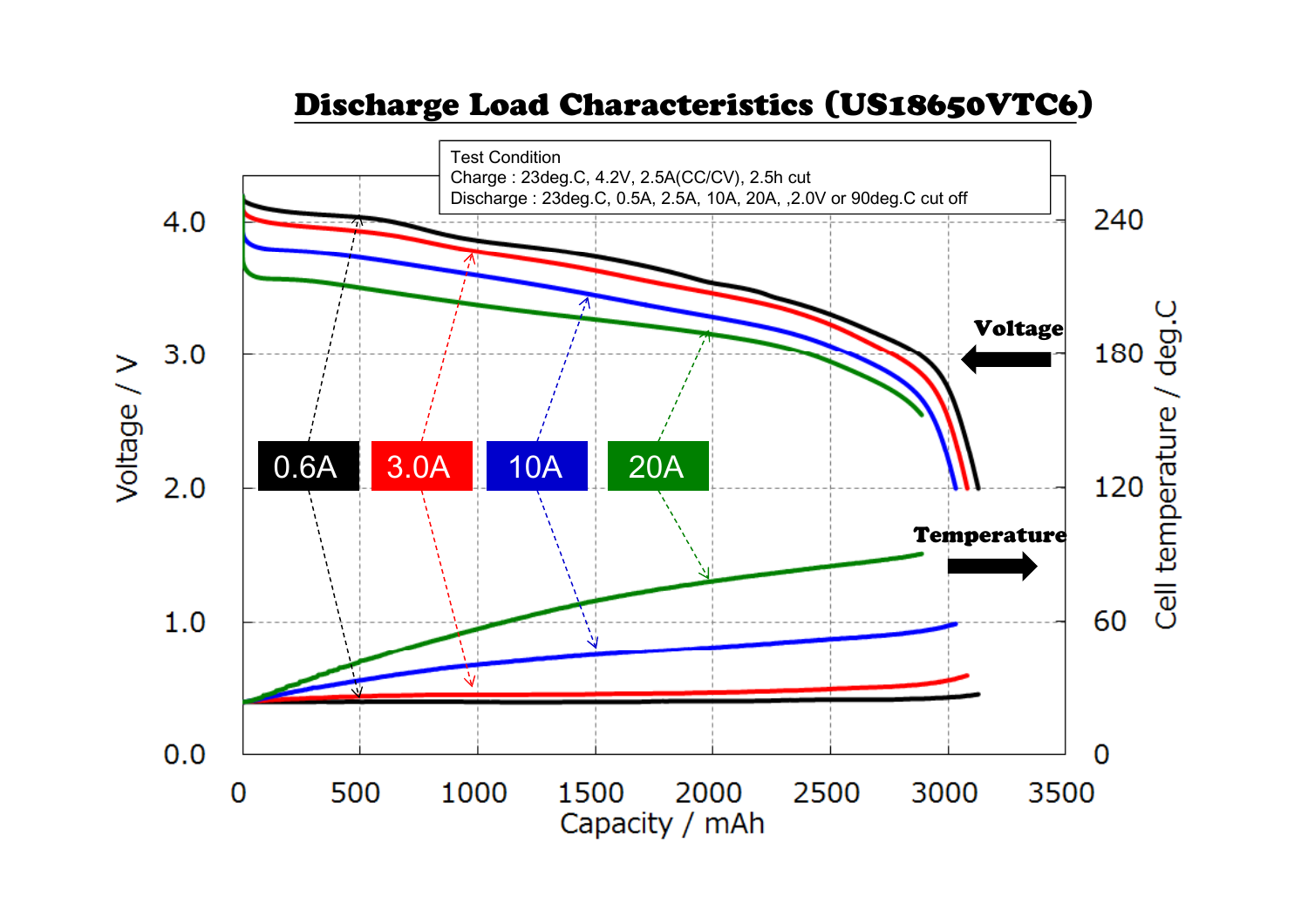# Discharge Load Characteristics (US18650VTC6)

Test Condition
Charge : 23deg.C, 4.2V, 2.5A(CC/CV), 2.5h cut
Discharge : 23deg.C, 0.5A, 2.5A, 10A, 20A, ,2.0V or 90deg.C cut off

Voltage / V

Cell temperature / deg.C

Capacity / mAh

Voltage

Temperature

0.6A | 3.0A | 10A | 20A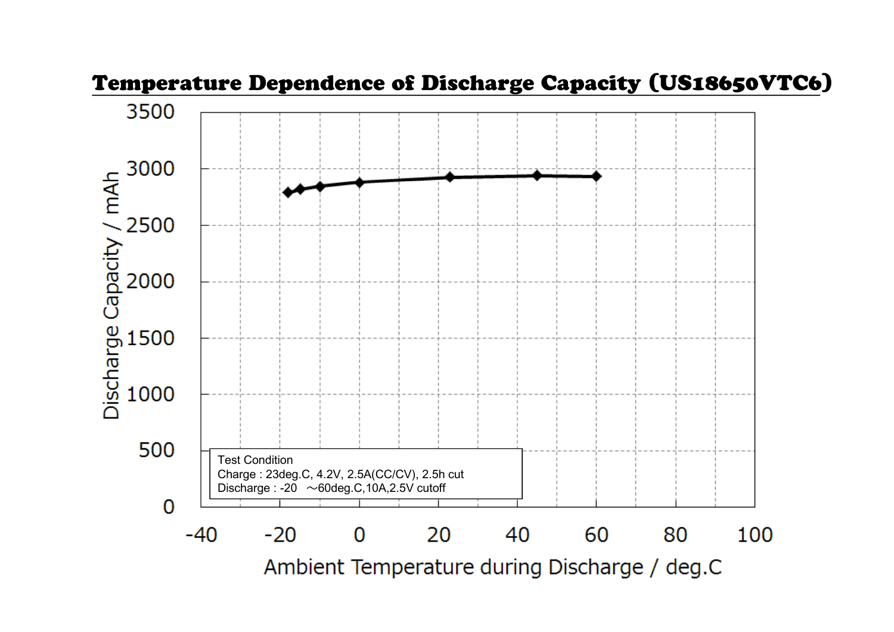# Temperature Dependence of Discharge Capacity (US18650VTC6)

Test Condition
Charge : 23deg.C, 4.2V, 2.5A(CC/CV), 2.5h cut
Discharge : -20 ～60deg.C,10A,2.5V cutoff

Discharge Capacity / mAh

Ambient Temperature during Discharge / deg.C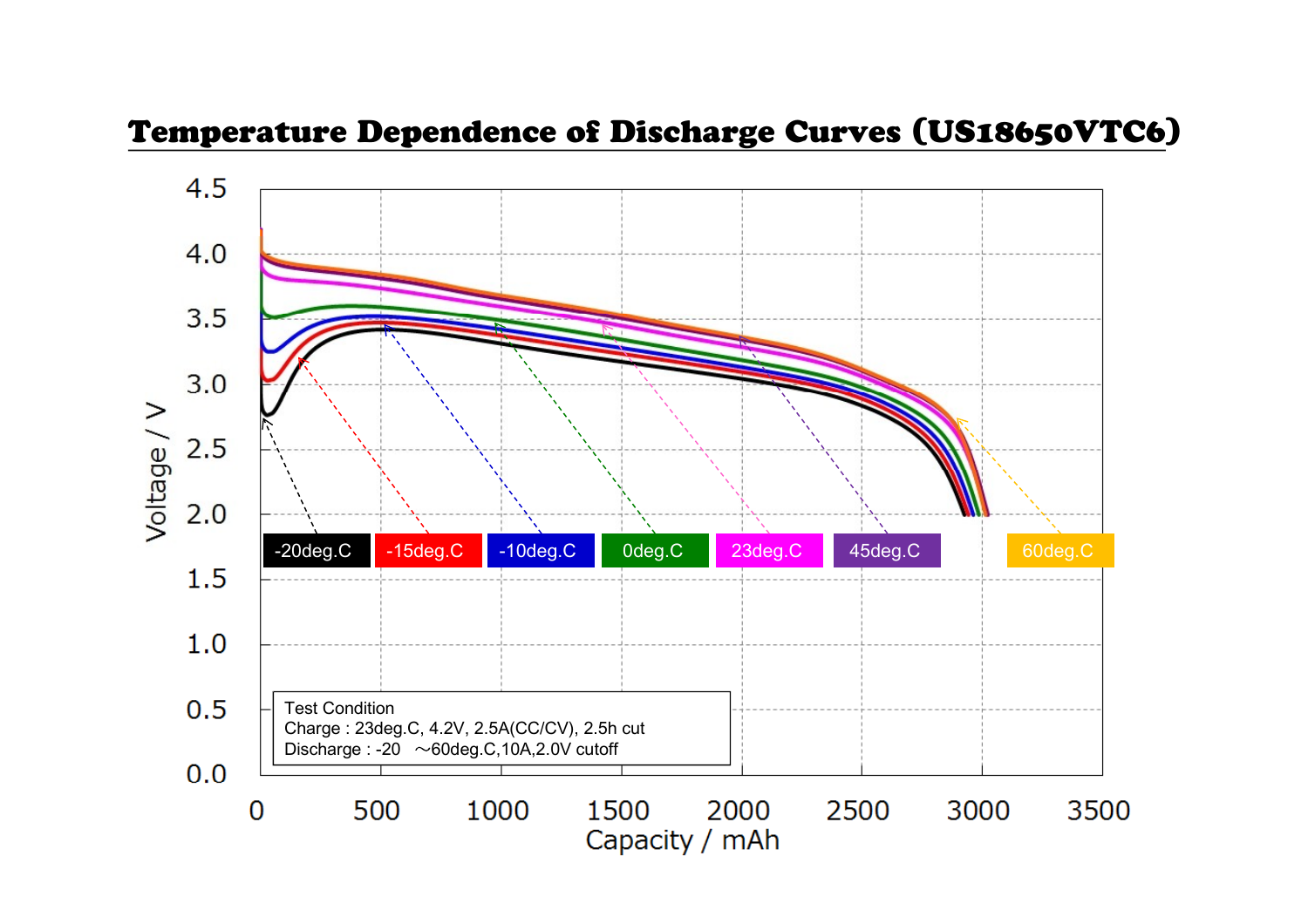# Temperature Dependence of Discharge Curves (US18650VTC6)

Test Condition
Charge : 23deg.C, 4.2V, 2.5A(CC/CV), 2.5h cut
Discharge : -20 ～60deg.C,10A,2.0V cutoff

Legend: -20deg.C, -15deg.C, -10deg.C, 0deg.C, 23deg.C, 45deg.C, 60deg.C

Voltage / V (0.0 – 4.5)

Capacity / mAh (0 – 3500)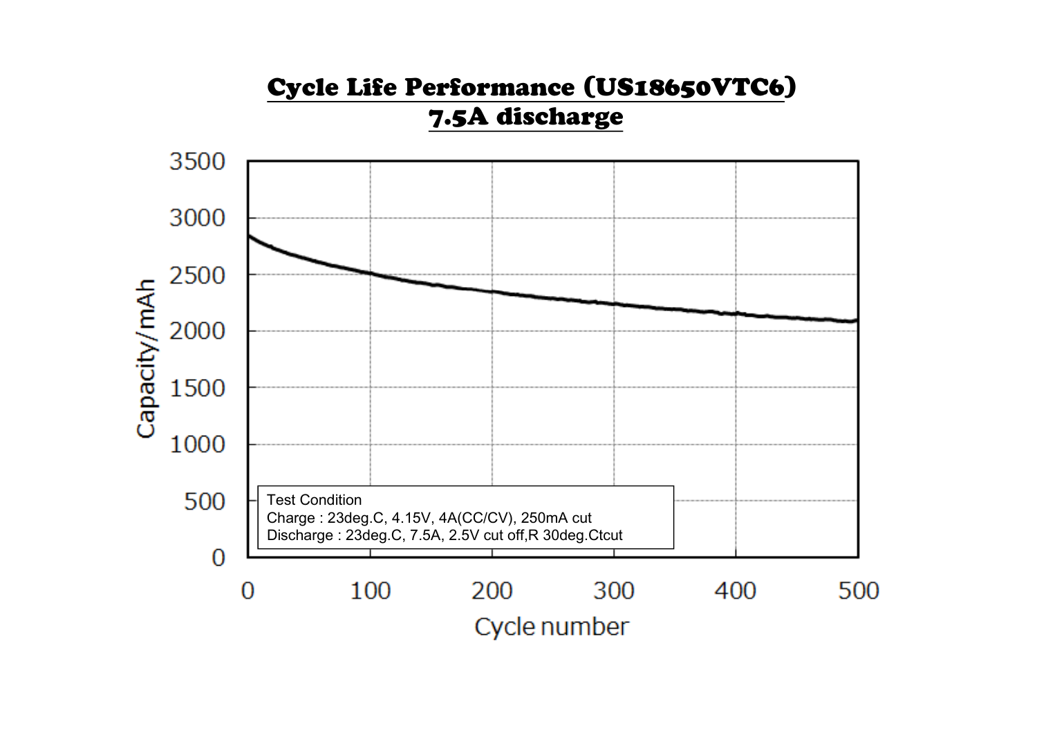# Cycle Life Performance (US18650VTC6)
## 7.5A discharge

Capacity/mAh: 0, 500, 1000, 1500, 2000, 2500, 3000, 3500

Cycle number: 0, 100, 200, 300, 400, 500

Test Condition
Charge : 23deg.C, 4.15V, 4A(CC/CV), 250mA cut
Discharge : 23deg.C, 7.5A, 2.5V cut off,R 30deg.Ctcut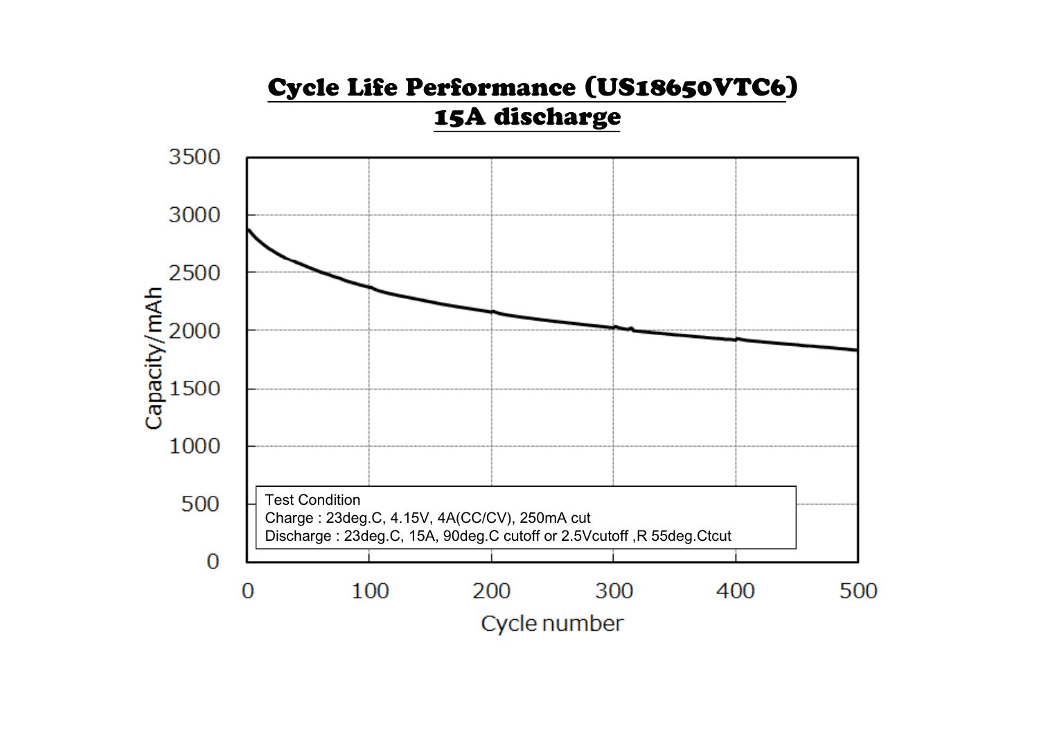# Cycle Life Performance (US18650VTC6)
## 15A discharge

Capacity/mAh

3500
3000
2500
2000
1500
1000
500
0

0 100 200 300 400 500

Cycle number

Test Condition
Charge : 23deg.C, 4.15V, 4A(CC/CV), 250mA cut
Discharge : 23deg.C, 15A, 90deg.C cutoff or 2.5Vcutoff ,R 55deg.Ctcut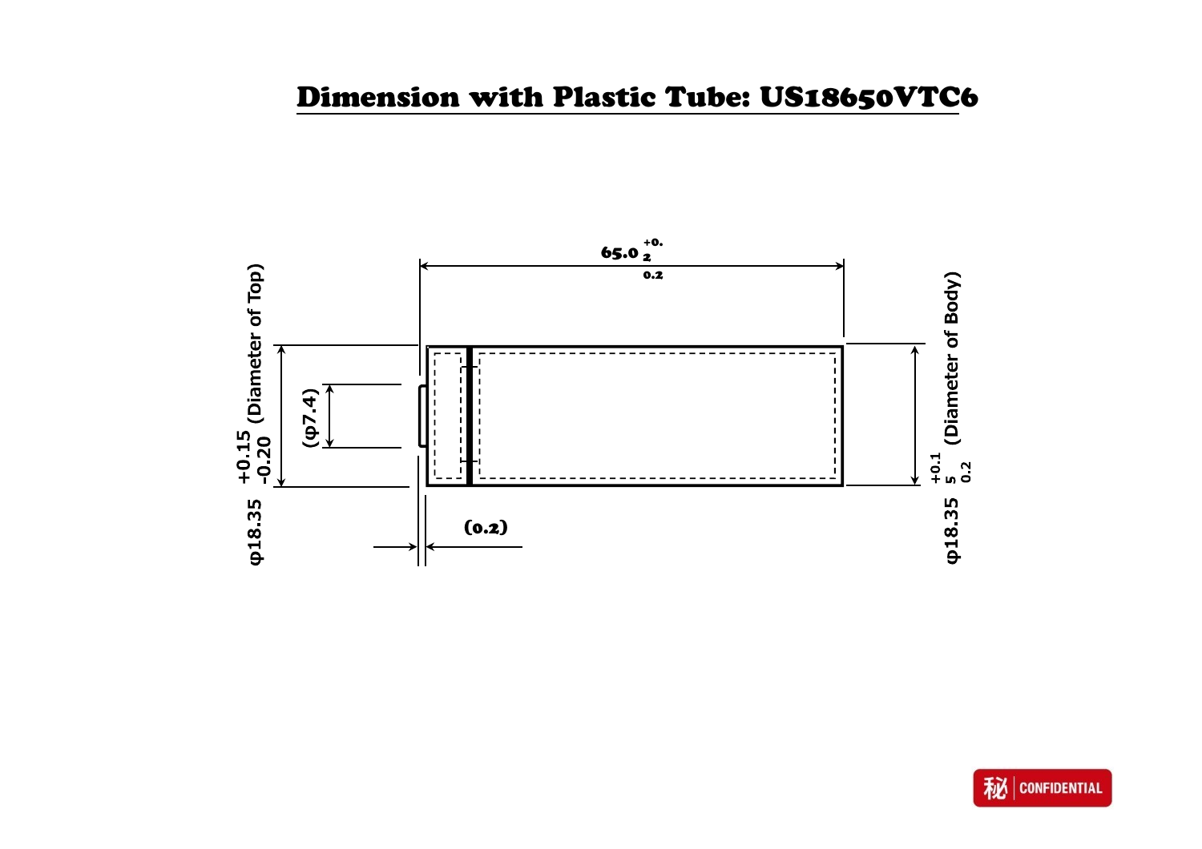# Dimension with Plastic Tube: US18650VTC6

65.0 +0.2 / 0.2

φ18.35 +0.15 / -0.20 (Diameter of Top)

(φ7.4)

(0.2)

φ18.35 +0.15 / 0.2 (Diameter of Body)

CONFIDENTIAL